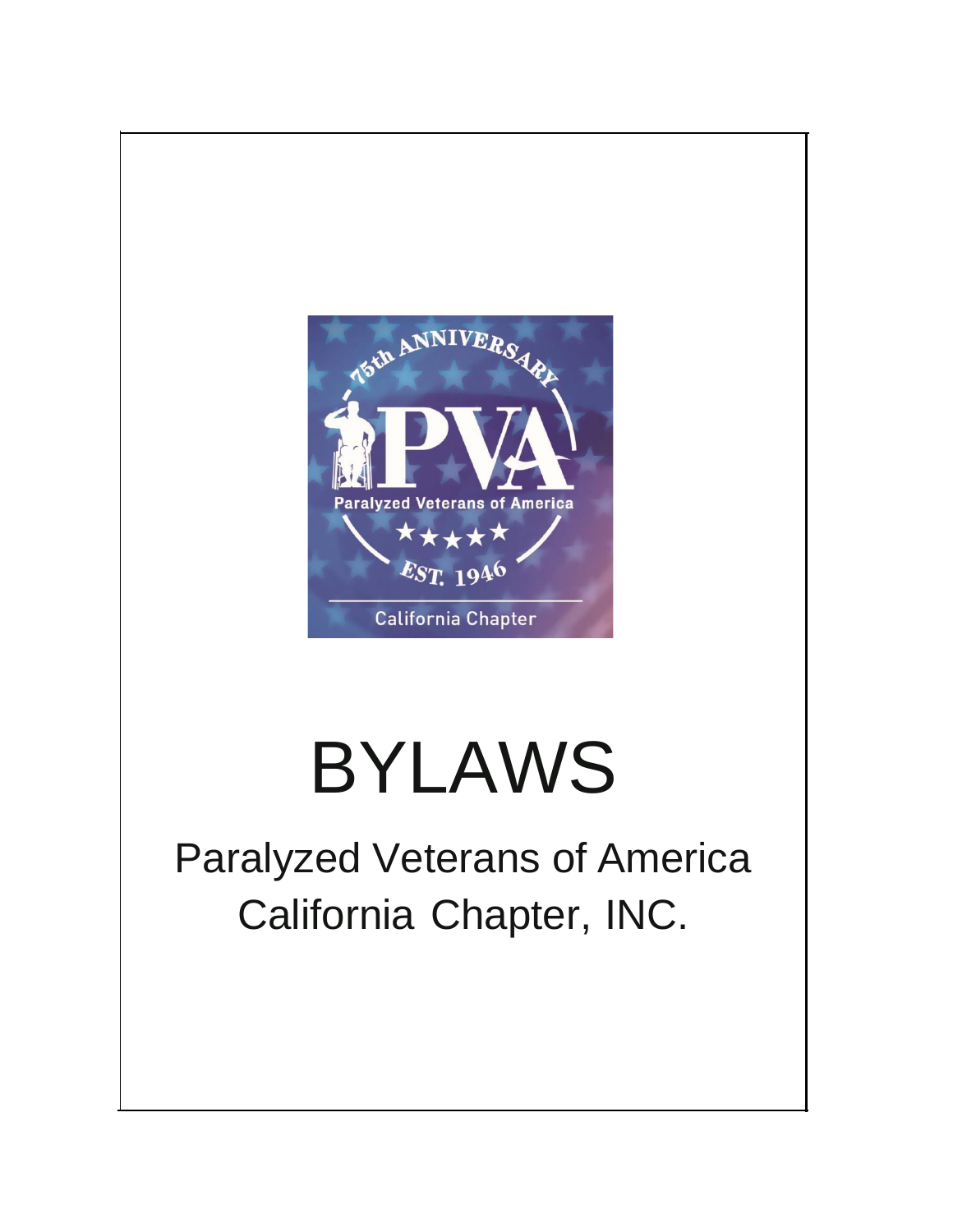# BYLAWS

## Paralyzed Veterans of America California Chapter, INC.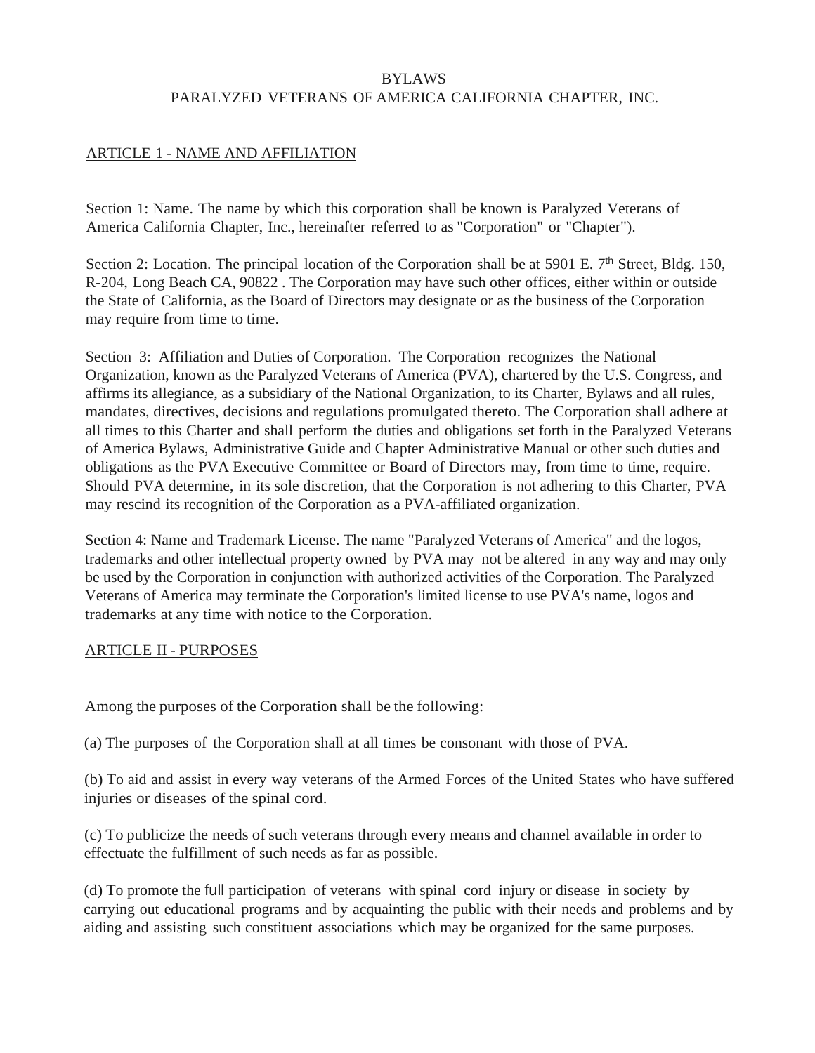# BYLAWS
# PARALYZED VETERANS OF AMERICA CALIFORNIA CHAPTER, INC.

## ARTICLE 1 - NAME AND AFFILIATION

Section 1: Name. The name by which this corporation shall be known is Paralyzed Veterans of America California Chapter, Inc., hereinafter referred to as "Corporation" or "Chapter").

Section 2: Location. The principal location of the Corporation shall be at 5901 E. 7th Street, Bldg. 150, R-204, Long Beach CA, 90822 . The Corporation may have such other offices, either within or outside the State of California, as the Board of Directors may designate or as the business of the Corporation may require from time to time.

Section 3: Affiliation and Duties of Corporation. The Corporation recognizes the National Organization, known as the Paralyzed Veterans of America (PVA), chartered by the U.S. Congress, and affirms its allegiance, as a subsidiary of the National Organization, to its Charter, Bylaws and all rules, mandates, directives, decisions and regulations promulgated thereto. The Corporation shall adhere at all times to this Charter and shall perform the duties and obligations set forth in the Paralyzed Veterans of America Bylaws, Administrative Guide and Chapter Administrative Manual or other such duties and obligations as the PVA Executive Committee or Board of Directors may, from time to time, require. Should PVA determine, in its sole discretion, that the Corporation is not adhering to this Charter, PVA may rescind its recognition of the Corporation as a PVA-affiliated organization.

Section 4: Name and Trademark License. The name "Paralyzed Veterans of America" and the logos, trademarks and other intellectual property owned by PVA may not be altered in any way and may only be used by the Corporation in conjunction with authorized activities of the Corporation. The Paralyzed Veterans of America may terminate the Corporation's limited license to use PVA's name, logos and trademarks at any time with notice to the Corporation.

## ARTICLE II - PURPOSES

Among the purposes of the Corporation shall be the following:

(a) The purposes of the Corporation shall at all times be consonant with those of PVA.

(b) To aid and assist in every way veterans of the Armed Forces of the United States who have suffered injuries or diseases of the spinal cord.

(c) To publicize the needs of such veterans through every means and channel available in order to effectuate the fulfillment of such needs as far as possible.

(d) To promote the full participation of veterans with spinal cord injury or disease in society by carrying out educational programs and by acquainting the public with their needs and problems and by aiding and assisting such constituent associations which may be organized for the same purposes.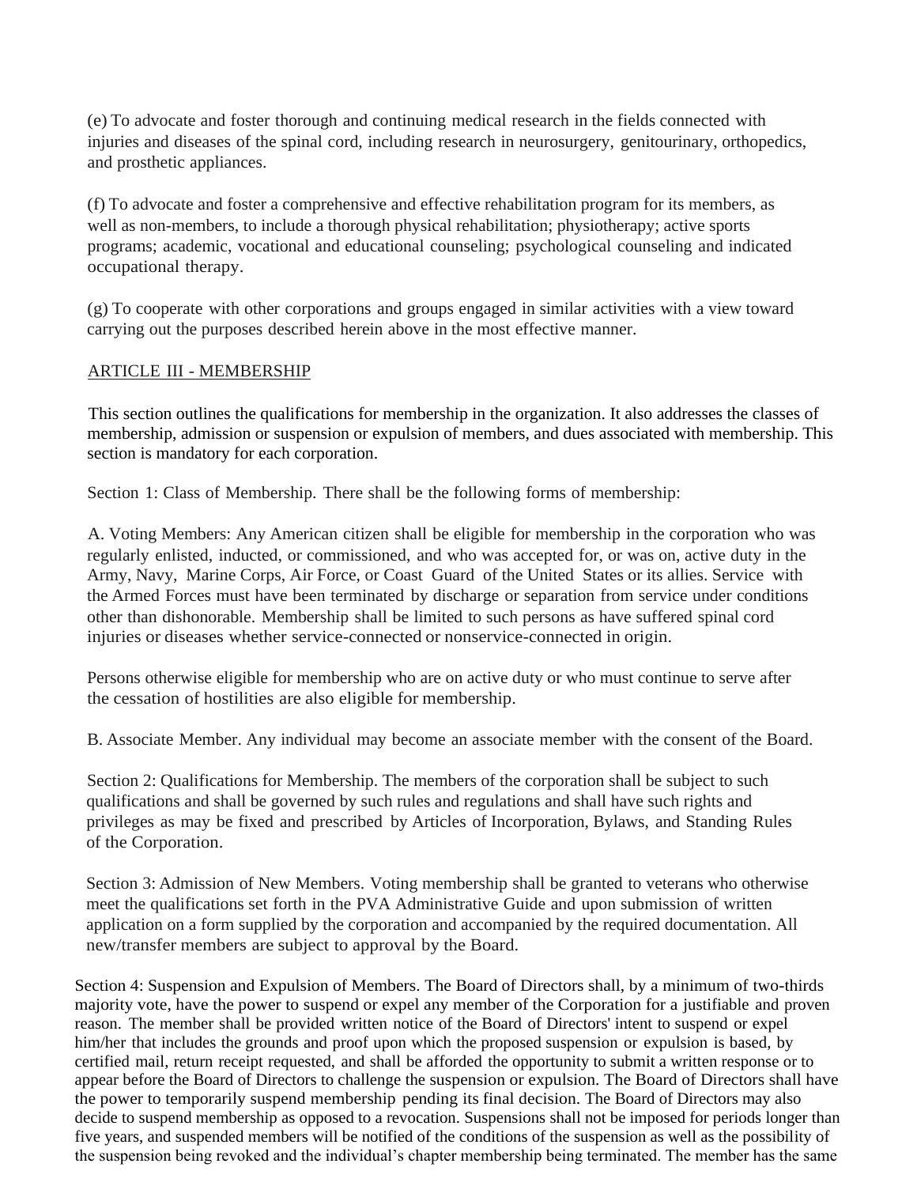(e) To advocate and foster thorough and continuing medical research in the fields connected with injuries and diseases of the spinal cord, including research in neurosurgery, genitourinary, orthopedics, and prosthetic appliances.

(f) To advocate and foster a comprehensive and effective rehabilitation program for its members, as well as non-members, to include a thorough physical rehabilitation; physiotherapy; active sports programs; academic, vocational and educational counseling; psychological counseling and indicated occupational therapy.

(g) To cooperate with other corporations and groups engaged in similar activities with a view toward carrying out the purposes described herein above in the most effective manner.

## ARTICLE III - MEMBERSHIP

This section outlines the qualifications for membership in the organization. It also addresses the classes of membership, admission or suspension or expulsion of members, and dues associated with membership. This section is mandatory for each corporation.

Section 1: Class of Membership. There shall be the following forms of membership:

A. Voting Members: Any American citizen shall be eligible for membership in the corporation who was regularly enlisted, inducted, or commissioned, and who was accepted for, or was on, active duty in the Army, Navy, Marine Corps, Air Force, or Coast Guard of the United States or its allies. Service with the Armed Forces must have been terminated by discharge or separation from service under conditions other than dishonorable. Membership shall be limited to such persons as have suffered spinal cord injuries or diseases whether service-connected or nonservice-connected in origin.

Persons otherwise eligible for membership who are on active duty or who must continue to serve after the cessation of hostilities are also eligible for membership.

B. Associate Member. Any individual may become an associate member with the consent of the Board.

Section 2: Qualifications for Membership. The members of the corporation shall be subject to such qualifications and shall be governed by such rules and regulations and shall have such rights and privileges as may be fixed and prescribed by Articles of Incorporation, Bylaws, and Standing Rules of the Corporation.

Section 3: Admission of New Members. Voting membership shall be granted to veterans who otherwise meet the qualifications set forth in the PVA Administrative Guide and upon submission of written application on a form supplied by the corporation and accompanied by the required documentation. All new/transfer members are subject to approval by the Board.

Section 4: Suspension and Expulsion of Members. The Board of Directors shall, by a minimum of two-thirds majority vote, have the power to suspend or expel any member of the Corporation for a justifiable and proven reason. The member shall be provided written notice of the Board of Directors' intent to suspend or expel him/her that includes the grounds and proof upon which the proposed suspension or expulsion is based, by certified mail, return receipt requested, and shall be afforded the opportunity to submit a written response or to appear before the Board of Directors to challenge the suspension or expulsion. The Board of Directors shall have the power to temporarily suspend membership pending its final decision. The Board of Directors may also decide to suspend membership as opposed to a revocation. Suspensions shall not be imposed for periods longer than five years, and suspended members will be notified of the conditions of the suspension as well as the possibility of the suspension being revoked and the individual's chapter membership being terminated. The member has the same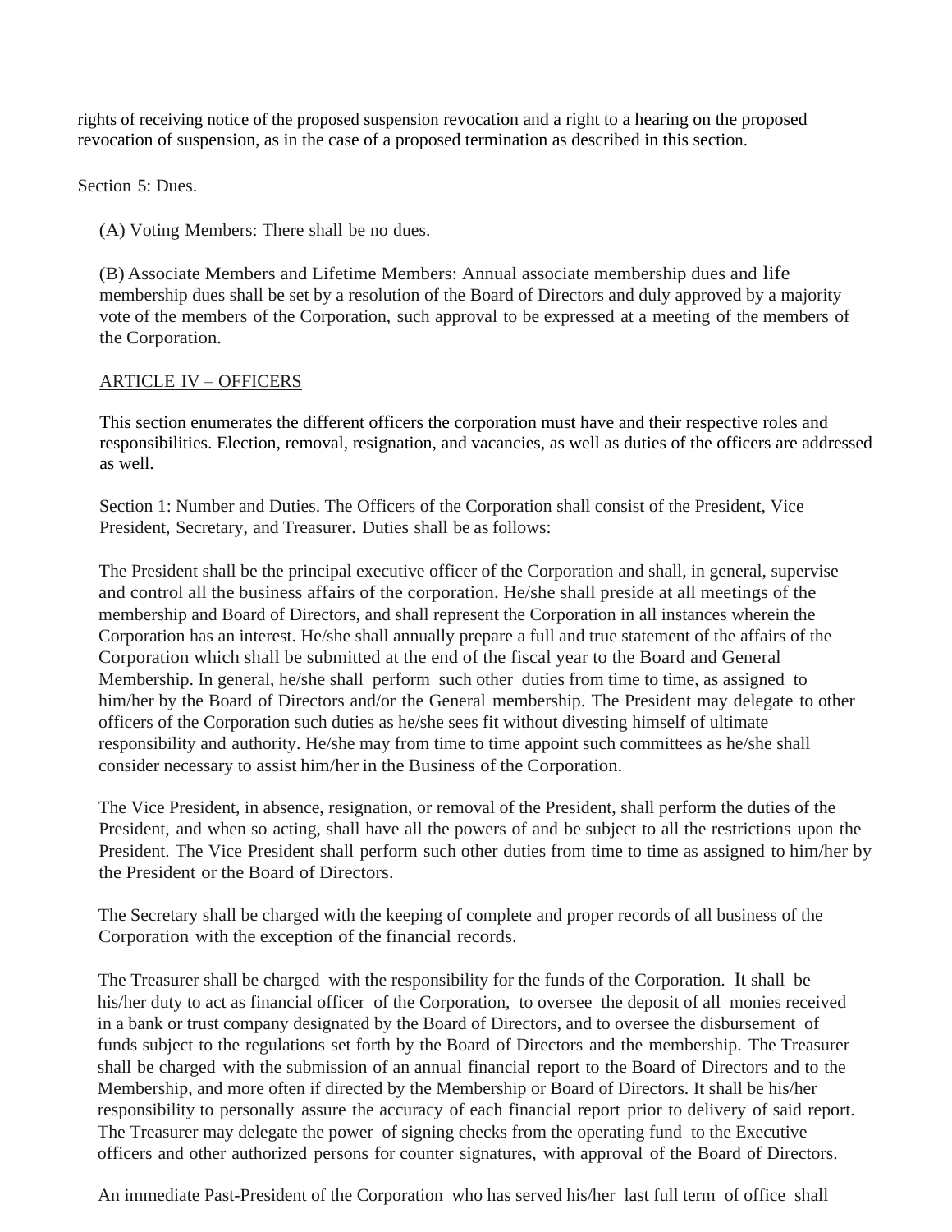rights of receiving notice of the proposed suspension revocation and a right to a hearing on the proposed revocation of suspension, as in the case of a proposed termination as described in this section.

Section 5: Dues.

(A) Voting Members: There shall be no dues.

(B) Associate Members and Lifetime Members: Annual associate membership dues and life membership dues shall be set by a resolution of the Board of Directors and duly approved by a majority vote of the members of the Corporation, such approval to be expressed at a meeting of the members of the Corporation.

## ARTICLE IV – OFFICERS

This section enumerates the different officers the corporation must have and their respective roles and responsibilities. Election, removal, resignation, and vacancies, as well as duties of the officers are addressed as well.

Section 1: Number and Duties. The Officers of the Corporation shall consist of the President, Vice President, Secretary, and Treasurer. Duties shall be as follows:

The President shall be the principal executive officer of the Corporation and shall, in general, supervise and control all the business affairs of the corporation. He/she shall preside at all meetings of the membership and Board of Directors, and shall represent the Corporation in all instances wherein the Corporation has an interest. He/she shall annually prepare a full and true statement of the affairs of the Corporation which shall be submitted at the end of the fiscal year to the Board and General Membership. In general, he/she shall perform such other duties from time to time, as assigned to him/her by the Board of Directors and/or the General membership. The President may delegate to other officers of the Corporation such duties as he/she sees fit without divesting himself of ultimate responsibility and authority. He/she may from time to time appoint such committees as he/she shall consider necessary to assist him/her in the Business of the Corporation.

The Vice President, in absence, resignation, or removal of the President, shall perform the duties of the President, and when so acting, shall have all the powers of and be subject to all the restrictions upon the President. The Vice President shall perform such other duties from time to time as assigned to him/her by the President or the Board of Directors.

The Secretary shall be charged with the keeping of complete and proper records of all business of the Corporation with the exception of the financial records.

The Treasurer shall be charged with the responsibility for the funds of the Corporation. It shall be his/her duty to act as financial officer of the Corporation, to oversee the deposit of all monies received in a bank or trust company designated by the Board of Directors, and to oversee the disbursement of funds subject to the regulations set forth by the Board of Directors and the membership. The Treasurer shall be charged with the submission of an annual financial report to the Board of Directors and to the Membership, and more often if directed by the Membership or Board of Directors. It shall be his/her responsibility to personally assure the accuracy of each financial report prior to delivery of said report. The Treasurer may delegate the power of signing checks from the operating fund to the Executive officers and other authorized persons for counter signatures, with approval of the Board of Directors.

An immediate Past-President of the Corporation who has served his/her last full term of office shall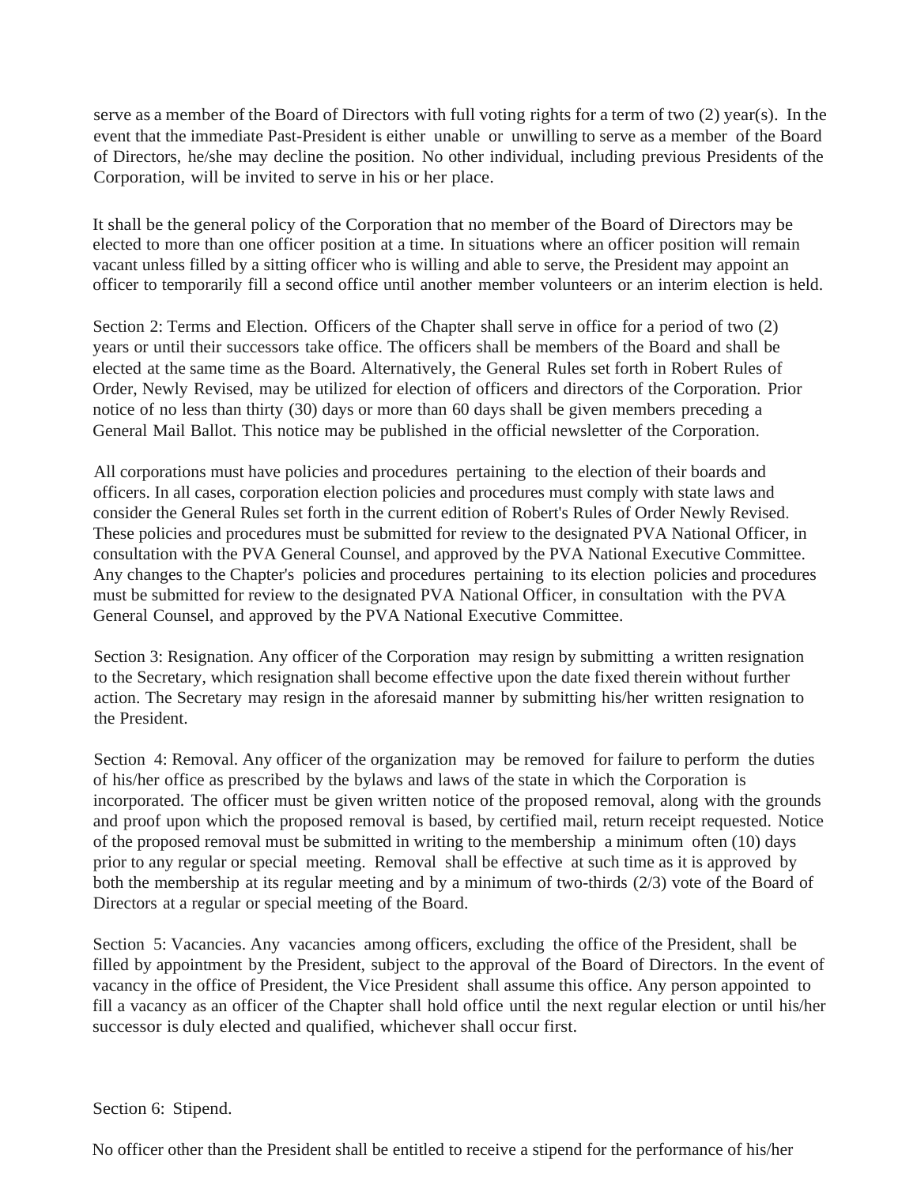serve as a member of the Board of Directors with full voting rights for a term of two (2) year(s). In the event that the immediate Past-President is either unable or unwilling to serve as a member of the Board of Directors, he/she may decline the position. No other individual, including previous Presidents of the Corporation, will be invited to serve in his or her place.

It shall be the general policy of the Corporation that no member of the Board of Directors may be elected to more than one officer position at a time. In situations where an officer position will remain vacant unless filled by a sitting officer who is willing and able to serve, the President may appoint an officer to temporarily fill a second office until another member volunteers or an interim election is held.

Section 2: Terms and Election. Officers of the Chapter shall serve in office for a period of two (2) years or until their successors take office. The officers shall be members of the Board and shall be elected at the same time as the Board. Alternatively, the General Rules set forth in Robert Rules of Order, Newly Revised, may be utilized for election of officers and directors of the Corporation. Prior notice of no less than thirty (30) days or more than 60 days shall be given members preceding a General Mail Ballot. This notice may be published in the official newsletter of the Corporation.

All corporations must have policies and procedures pertaining to the election of their boards and officers. In all cases, corporation election policies and procedures must comply with state laws and consider the General Rules set forth in the current edition of Robert's Rules of Order Newly Revised. These policies and procedures must be submitted for review to the designated PVA National Officer, in consultation with the PVA General Counsel, and approved by the PVA National Executive Committee. Any changes to the Chapter's policies and procedures pertaining to its election policies and procedures must be submitted for review to the designated PVA National Officer, in consultation with the PVA General Counsel, and approved by the PVA National Executive Committee.

Section 3: Resignation. Any officer of the Corporation may resign by submitting a written resignation to the Secretary, which resignation shall become effective upon the date fixed therein without further action. The Secretary may resign in the aforesaid manner by submitting his/her written resignation to the President.

Section 4: Removal. Any officer of the organization may be removed for failure to perform the duties of his/her office as prescribed by the bylaws and laws of the state in which the Corporation is incorporated. The officer must be given written notice of the proposed removal, along with the grounds and proof upon which the proposed removal is based, by certified mail, return receipt requested. Notice of the proposed removal must be submitted in writing to the membership a minimum often (10) days prior to any regular or special meeting. Removal shall be effective at such time as it is approved by both the membership at its regular meeting and by a minimum of two-thirds (2/3) vote of the Board of Directors at a regular or special meeting of the Board.

Section 5: Vacancies. Any vacancies among officers, excluding the office of the President, shall be filled by appointment by the President, subject to the approval of the Board of Directors. In the event of vacancy in the office of President, the Vice President shall assume this office. Any person appointed to fill a vacancy as an officer of the Chapter shall hold office until the next regular election or until his/her successor is duly elected and qualified, whichever shall occur first.

Section 6: Stipend.

No officer other than the President shall be entitled to receive a stipend for the performance of his/her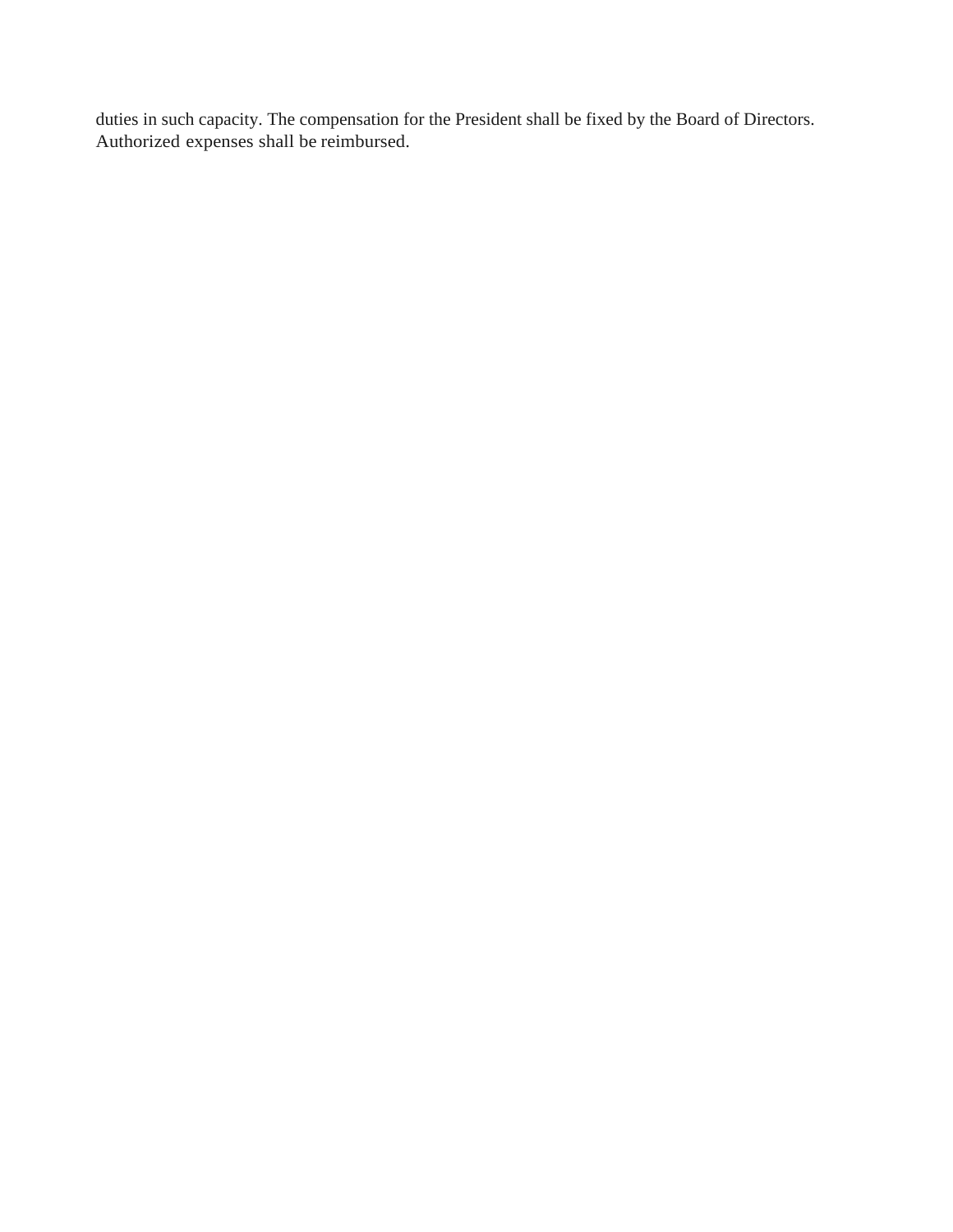duties in such capacity. The compensation for the President shall be fixed by the Board of Directors. Authorized expenses shall be reimbursed.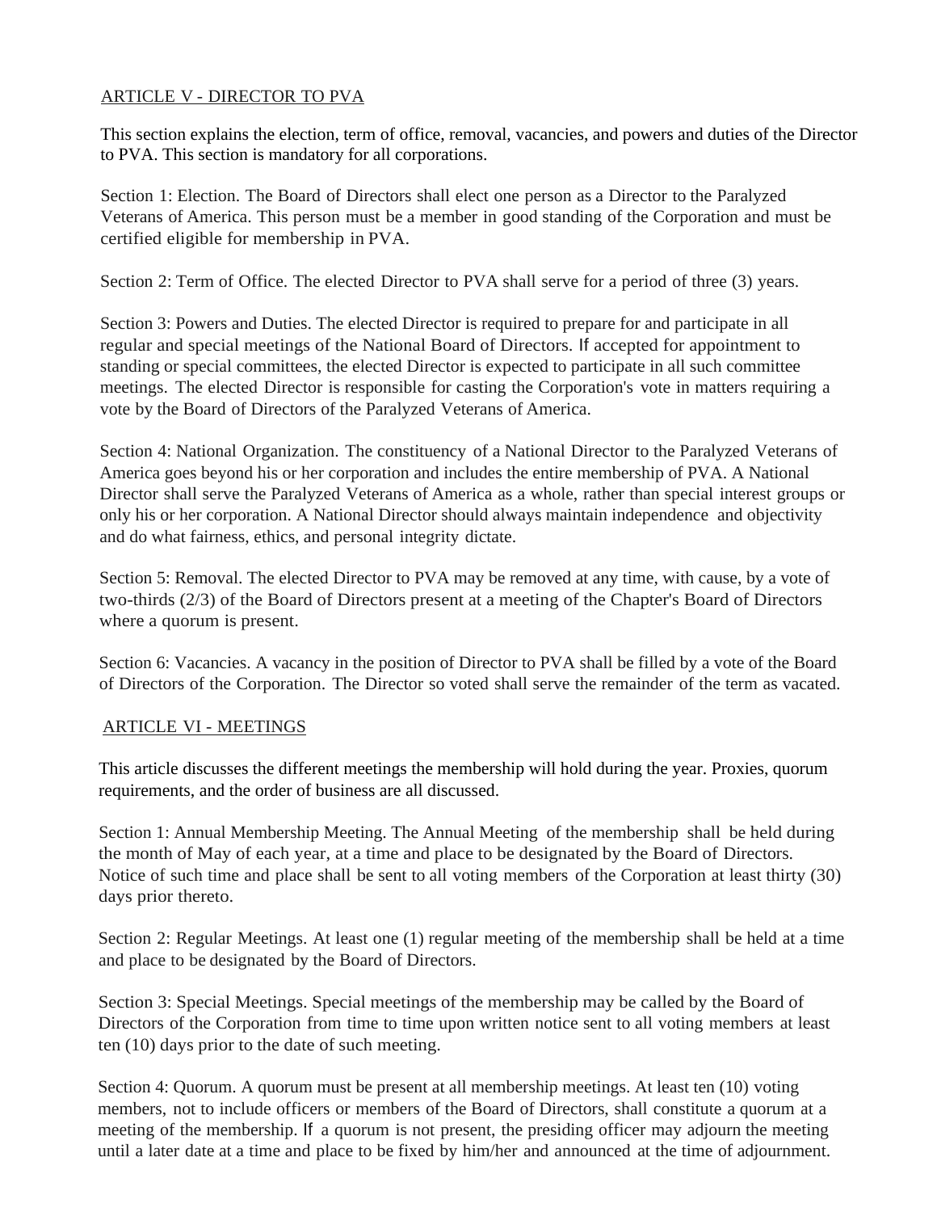## ARTICLE V - DIRECTOR TO PVA

This section explains the election, term of office, removal, vacancies, and powers and duties of the Director to PVA. This section is mandatory for all corporations.

Section 1: Election. The Board of Directors shall elect one person as a Director to the Paralyzed Veterans of America. This person must be a member in good standing of the Corporation and must be certified eligible for membership in PVA.

Section 2: Term of Office. The elected Director to PVA shall serve for a period of three (3) years.

Section 3: Powers and Duties. The elected Director is required to prepare for and participate in all regular and special meetings of the National Board of Directors. If accepted for appointment to standing or special committees, the elected Director is expected to participate in all such committee meetings. The elected Director is responsible for casting the Corporation's vote in matters requiring a vote by the Board of Directors of the Paralyzed Veterans of America.

Section 4: National Organization. The constituency of a National Director to the Paralyzed Veterans of America goes beyond his or her corporation and includes the entire membership of PVA. A National Director shall serve the Paralyzed Veterans of America as a whole, rather than special interest groups or only his or her corporation. A National Director should always maintain independence and objectivity and do what fairness, ethics, and personal integrity dictate.

Section 5: Removal. The elected Director to PVA may be removed at any time, with cause, by a vote of two-thirds (2/3) of the Board of Directors present at a meeting of the Chapter's Board of Directors where a quorum is present.

Section 6: Vacancies. A vacancy in the position of Director to PVA shall be filled by a vote of the Board of Directors of the Corporation. The Director so voted shall serve the remainder of the term as vacated.

## ARTICLE VI - MEETINGS

This article discusses the different meetings the membership will hold during the year. Proxies, quorum requirements, and the order of business are all discussed.

Section 1: Annual Membership Meeting. The Annual Meeting of the membership shall be held during the month of May of each year, at a time and place to be designated by the Board of Directors. Notice of such time and place shall be sent to all voting members of the Corporation at least thirty (30) days prior thereto.

Section 2: Regular Meetings. At least one (1) regular meeting of the membership shall be held at a time and place to be designated by the Board of Directors.

Section 3: Special Meetings. Special meetings of the membership may be called by the Board of Directors of the Corporation from time to time upon written notice sent to all voting members at least ten (10) days prior to the date of such meeting.

Section 4: Quorum. A quorum must be present at all membership meetings. At least ten (10) voting members, not to include officers or members of the Board of Directors, shall constitute a quorum at a meeting of the membership. If a quorum is not present, the presiding officer may adjourn the meeting until a later date at a time and place to be fixed by him/her and announced at the time of adjournment.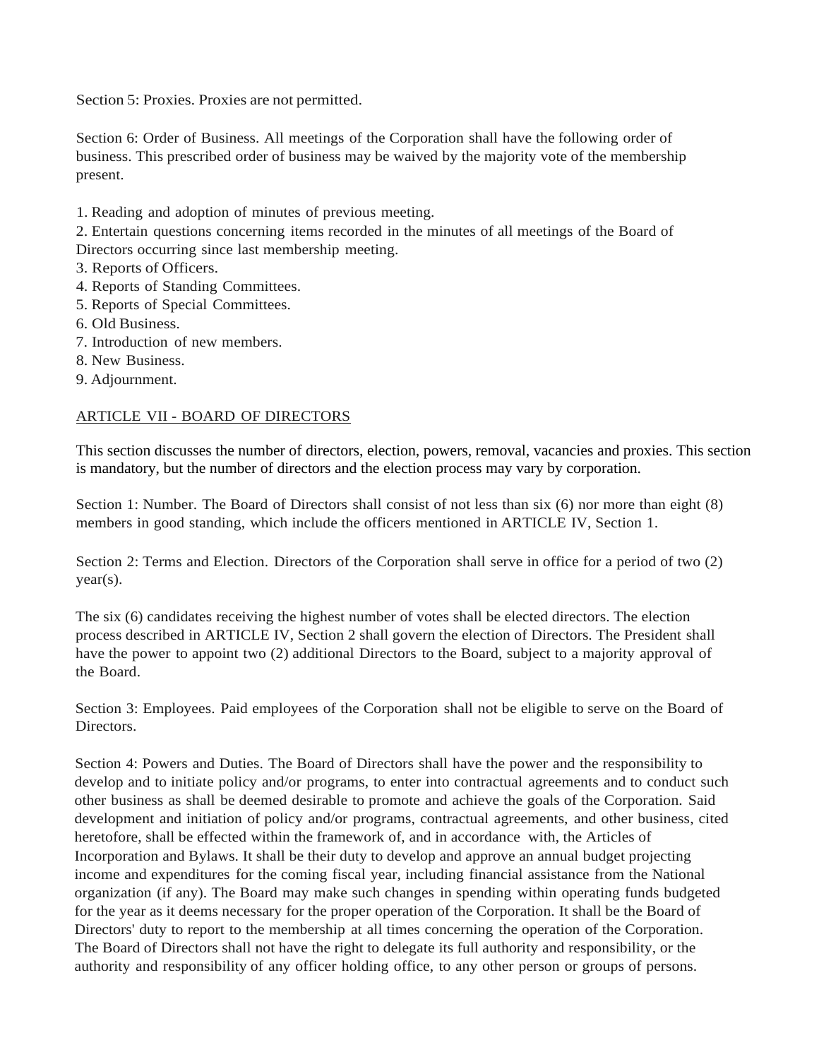Section 5: Proxies. Proxies are not permitted.

Section 6: Order of Business. All meetings of the Corporation shall have the following order of business. This prescribed order of business may be waived by the majority vote of the membership present.

1. Reading and adoption of minutes of previous meeting.
2. Entertain questions concerning items recorded in the minutes of all meetings of the Board of Directors occurring since last membership meeting.
3. Reports of Officers.
4. Reports of Standing Committees.
5. Reports of Special Committees.
6. Old Business.
7. Introduction of new members.
8. New Business.
9. Adjournment.

ARTICLE VII - BOARD OF DIRECTORS

This section discusses the number of directors, election, powers, removal, vacancies and proxies. This section is mandatory, but the number of directors and the election process may vary by corporation.

Section 1: Number. The Board of Directors shall consist of not less than six (6) nor more than eight (8) members in good standing, which include the officers mentioned in ARTICLE IV, Section 1.

Section 2: Terms and Election. Directors of the Corporation shall serve in office for a period of two (2) year(s).

The six (6) candidates receiving the highest number of votes shall be elected directors. The election process described in ARTICLE IV, Section 2 shall govern the election of Directors. The President shall have the power to appoint two (2) additional Directors to the Board, subject to a majority approval of the Board.

Section 3: Employees. Paid employees of the Corporation shall not be eligible to serve on the Board of Directors.

Section 4: Powers and Duties. The Board of Directors shall have the power and the responsibility to develop and to initiate policy and/or programs, to enter into contractual agreements and to conduct such other business as shall be deemed desirable to promote and achieve the goals of the Corporation. Said development and initiation of policy and/or programs, contractual agreements, and other business, cited heretofore, shall be effected within the framework of, and in accordance with, the Articles of Incorporation and Bylaws. It shall be their duty to develop and approve an annual budget projecting income and expenditures for the coming fiscal year, including financial assistance from the National organization (if any). The Board may make such changes in spending within operating funds budgeted for the year as it deems necessary for the proper operation of the Corporation. It shall be the Board of Directors' duty to report to the membership at all times concerning the operation of the Corporation. The Board of Directors shall not have the right to delegate its full authority and responsibility, or the authority and responsibility of any officer holding office, to any other person or groups of persons.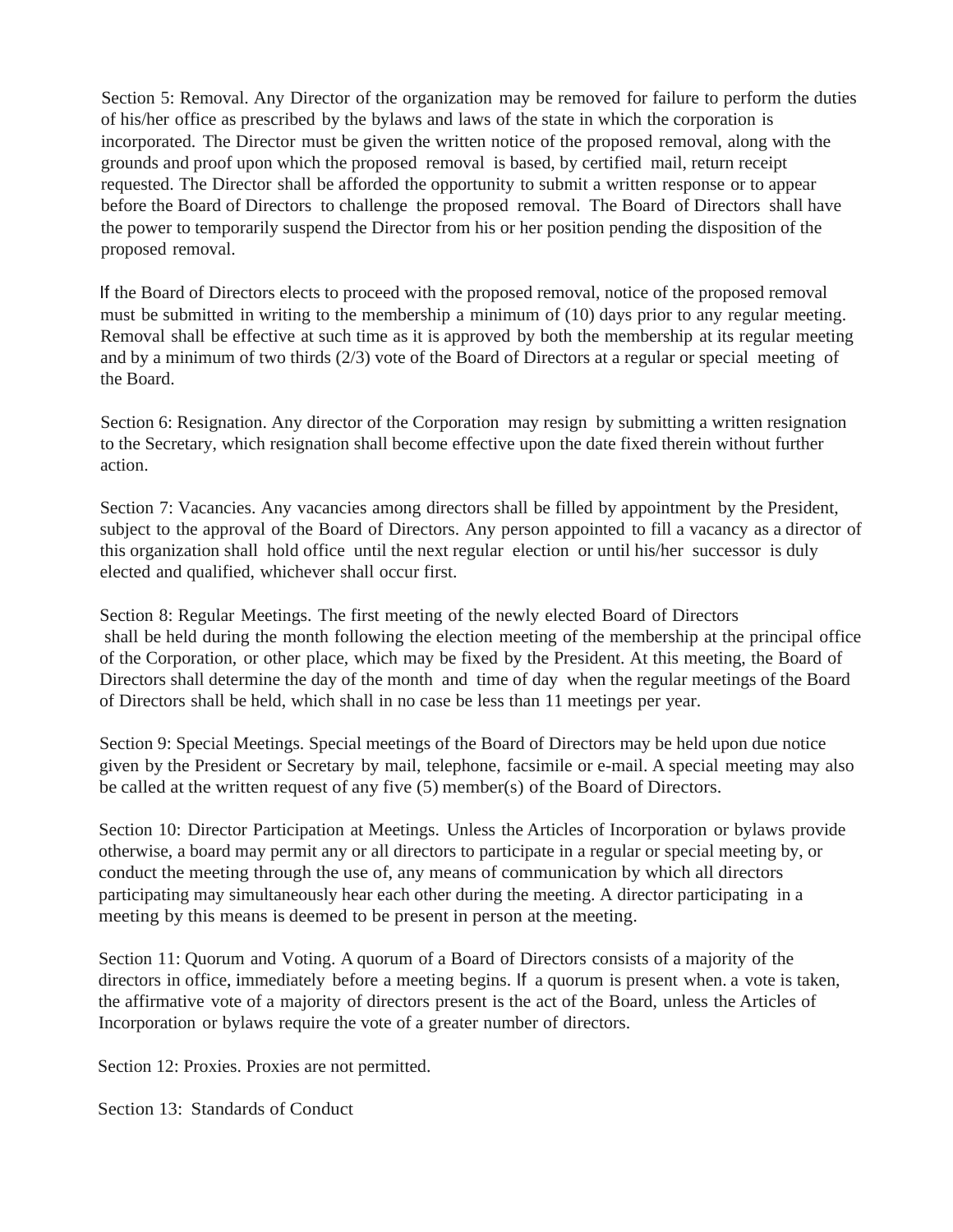Section 5: Removal. Any Director of the organization may be removed for failure to perform the duties of his/her office as prescribed by the bylaws and laws of the state in which the corporation is incorporated. The Director must be given the written notice of the proposed removal, along with the grounds and proof upon which the proposed removal is based, by certified mail, return receipt requested. The Director shall be afforded the opportunity to submit a written response or to appear before the Board of Directors to challenge the proposed removal. The Board of Directors shall have the power to temporarily suspend the Director from his or her position pending the disposition of the proposed removal.

If the Board of Directors elects to proceed with the proposed removal, notice of the proposed removal must be submitted in writing to the membership a minimum of (10) days prior to any regular meeting. Removal shall be effective at such time as it is approved by both the membership at its regular meeting and by a minimum of two thirds (2/3) vote of the Board of Directors at a regular or special meeting of the Board.

Section 6: Resignation. Any director of the Corporation may resign by submitting a written resignation to the Secretary, which resignation shall become effective upon the date fixed therein without further action.

Section 7: Vacancies. Any vacancies among directors shall be filled by appointment by the President, subject to the approval of the Board of Directors. Any person appointed to fill a vacancy as a director of this organization shall hold office until the next regular election or until his/her successor is duly elected and qualified, whichever shall occur first.

Section 8: Regular Meetings. The first meeting of the newly elected Board of Directors shall be held during the month following the election meeting of the membership at the principal office of the Corporation, or other place, which may be fixed by the President. At this meeting, the Board of Directors shall determine the day of the month and time of day when the regular meetings of the Board of Directors shall be held, which shall in no case be less than 11 meetings per year.

Section 9: Special Meetings. Special meetings of the Board of Directors may be held upon due notice given by the President or Secretary by mail, telephone, facsimile or e-mail. A special meeting may also be called at the written request of any five (5) member(s) of the Board of Directors.

Section 10: Director Participation at Meetings. Unless the Articles of Incorporation or bylaws provide otherwise, a board may permit any or all directors to participate in a regular or special meeting by, or conduct the meeting through the use of, any means of communication by which all directors participating may simultaneously hear each other during the meeting. A director participating in a meeting by this means is deemed to be present in person at the meeting.

Section 11: Quorum and Voting. A quorum of a Board of Directors consists of a majority of the directors in office, immediately before a meeting begins. If a quorum is present when. a vote is taken, the affirmative vote of a majority of directors present is the act of the Board, unless the Articles of Incorporation or bylaws require the vote of a greater number of directors.

Section 12: Proxies. Proxies are not permitted.

Section 13: Standards of Conduct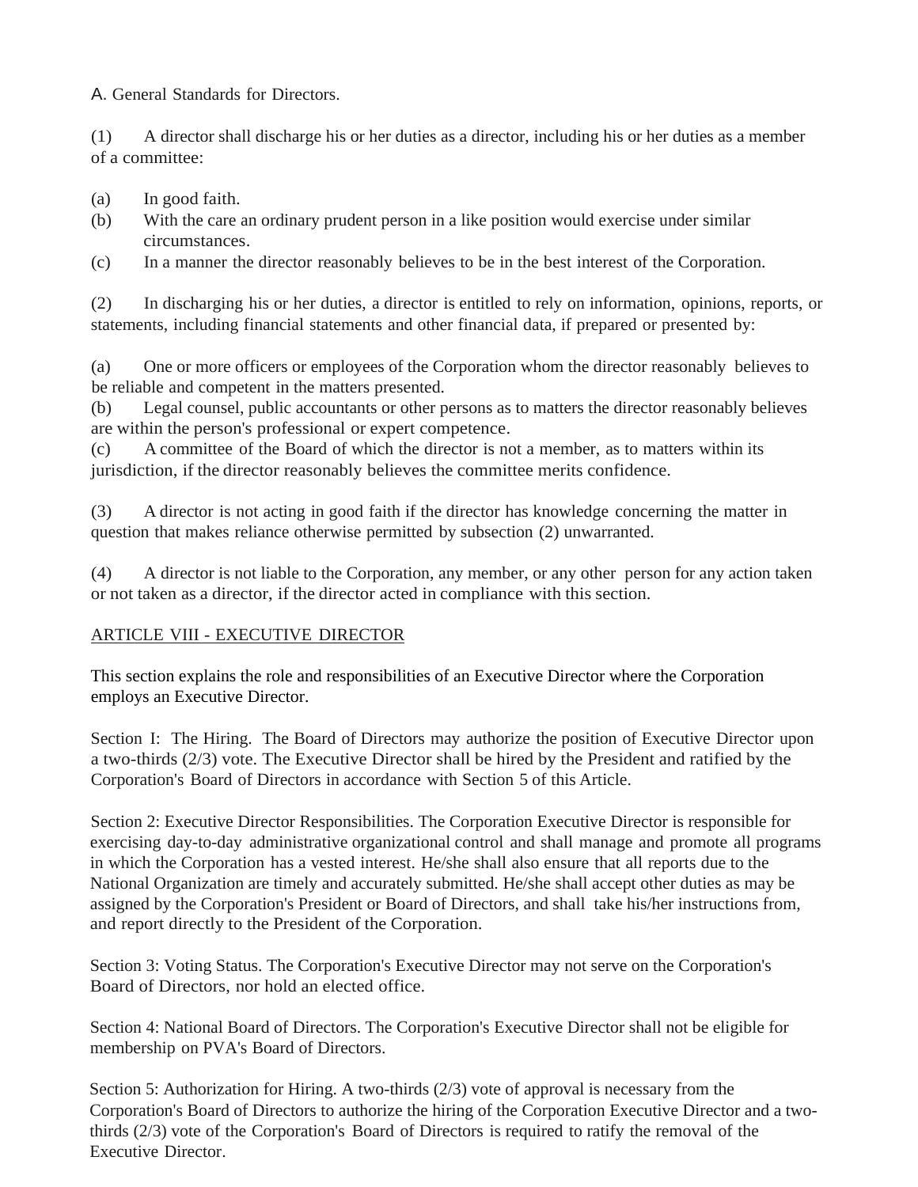A. General Standards for Directors.

(1) A director shall discharge his or her duties as a director, including his or her duties as a member of a committee:

(a) In good faith.
(b) With the care an ordinary prudent person in a like position would exercise under similar circumstances.
(c) In a manner the director reasonably believes to be in the best interest of the Corporation.

(2) In discharging his or her duties, a director is entitled to rely on information, opinions, reports, or statements, including financial statements and other financial data, if prepared or presented by:

(a) One or more officers or employees of the Corporation whom the director reasonably believes to be reliable and competent in the matters presented.
(b) Legal counsel, public accountants or other persons as to matters the director reasonably believes are within the person's professional or expert competence.
(c) A committee of the Board of which the director is not a member, as to matters within its jurisdiction, if the director reasonably believes the committee merits confidence.

(3) A director is not acting in good faith if the director has knowledge concerning the matter in question that makes reliance otherwise permitted by subsection (2) unwarranted.

(4) A director is not liable to the Corporation, any member, or any other person for any action taken or not taken as a director, if the director acted in compliance with this section.

## ARTICLE VIII - EXECUTIVE DIRECTOR

This section explains the role and responsibilities of an Executive Director where the Corporation employs an Executive Director.

Section I: The Hiring. The Board of Directors may authorize the position of Executive Director upon a two-thirds (2/3) vote. The Executive Director shall be hired by the President and ratified by the Corporation's Board of Directors in accordance with Section 5 of this Article.

Section 2: Executive Director Responsibilities. The Corporation Executive Director is responsible for exercising day-to-day administrative organizational control and shall manage and promote all programs in which the Corporation has a vested interest. He/she shall also ensure that all reports due to the National Organization are timely and accurately submitted. He/she shall accept other duties as may be assigned by the Corporation's President or Board of Directors, and shall take his/her instructions from, and report directly to the President of the Corporation.

Section 3: Voting Status. The Corporation's Executive Director may not serve on the Corporation's Board of Directors, nor hold an elected office.

Section 4: National Board of Directors. The Corporation's Executive Director shall not be eligible for membership on PVA's Board of Directors.

Section 5: Authorization for Hiring. A two-thirds (2/3) vote of approval is necessary from the Corporation's Board of Directors to authorize the hiring of the Corporation Executive Director and a two-thirds (2/3) vote of the Corporation's Board of Directors is required to ratify the removal of the Executive Director.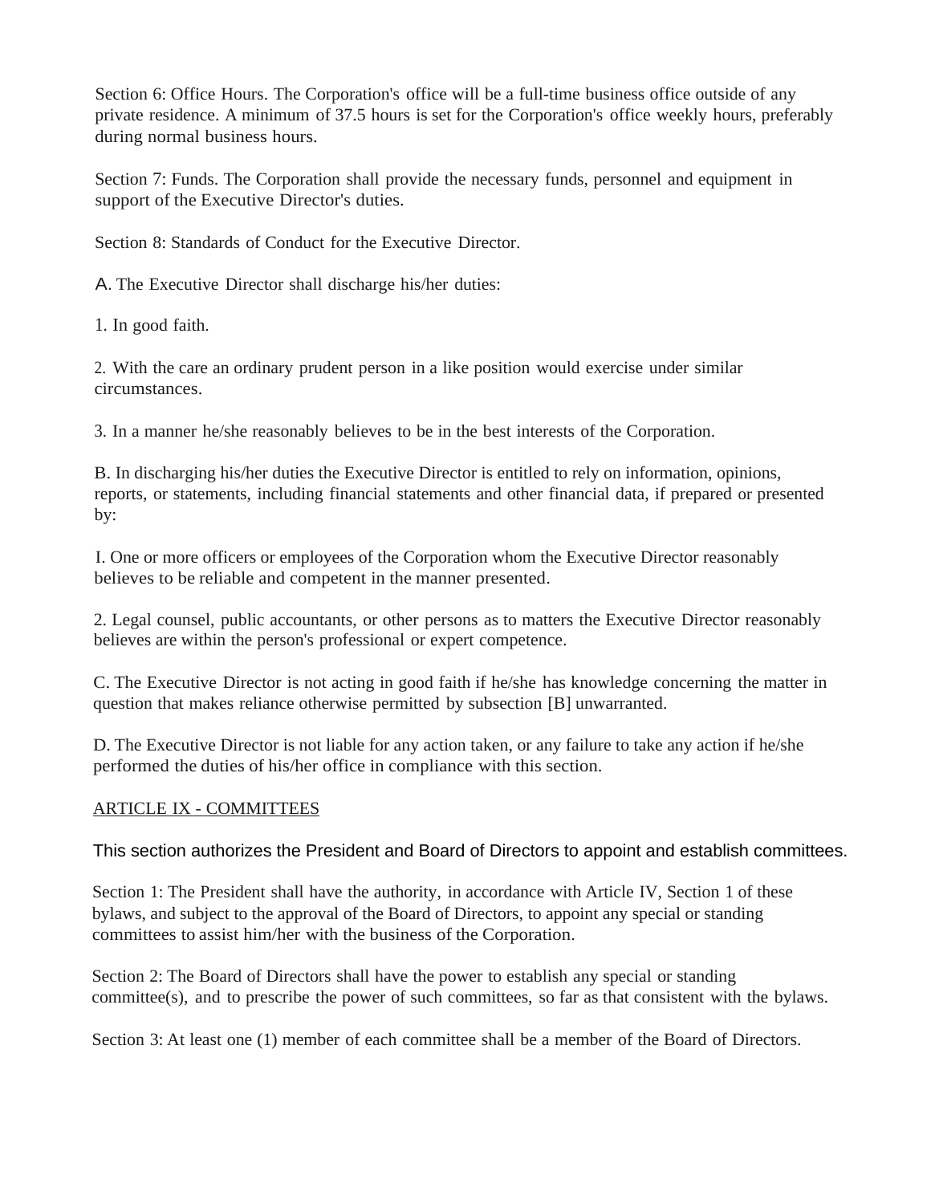Section 6: Office Hours. The Corporation's office will be a full-time business office outside of any private residence. A minimum of 37.5 hours is set for the Corporation's office weekly hours, preferably during normal business hours.

Section 7: Funds. The Corporation shall provide the necessary funds, personnel and equipment in support of the Executive Director's duties.

Section 8: Standards of Conduct for the Executive Director.

A. The Executive Director shall discharge his/her duties:

1. In good faith.

2. With the care an ordinary prudent person in a like position would exercise under similar circumstances.

3. In a manner he/she reasonably believes to be in the best interests of the Corporation.

B. In discharging his/her duties the Executive Director is entitled to rely on information, opinions, reports, or statements, including financial statements and other financial data, if prepared or presented by:

I. One or more officers or employees of the Corporation whom the Executive Director reasonably believes to be reliable and competent in the manner presented.

2. Legal counsel, public accountants, or other persons as to matters the Executive Director reasonably believes are within the person's professional or expert competence.

C. The Executive Director is not acting in good faith if he/she has knowledge concerning the matter in question that makes reliance otherwise permitted by subsection [B] unwarranted.

D. The Executive Director is not liable for any action taken, or any failure to take any action if he/she performed the duties of his/her office in compliance with this section.

## ARTICLE IX - COMMITTEES

This section authorizes the President and Board of Directors to appoint and establish committees.

Section 1: The President shall have the authority, in accordance with Article IV, Section 1 of these bylaws, and subject to the approval of the Board of Directors, to appoint any special or standing committees to assist him/her with the business of the Corporation.

Section 2: The Board of Directors shall have the power to establish any special or standing committee(s), and to prescribe the power of such committees, so far as that consistent with the bylaws.

Section 3: At least one (1) member of each committee shall be a member of the Board of Directors.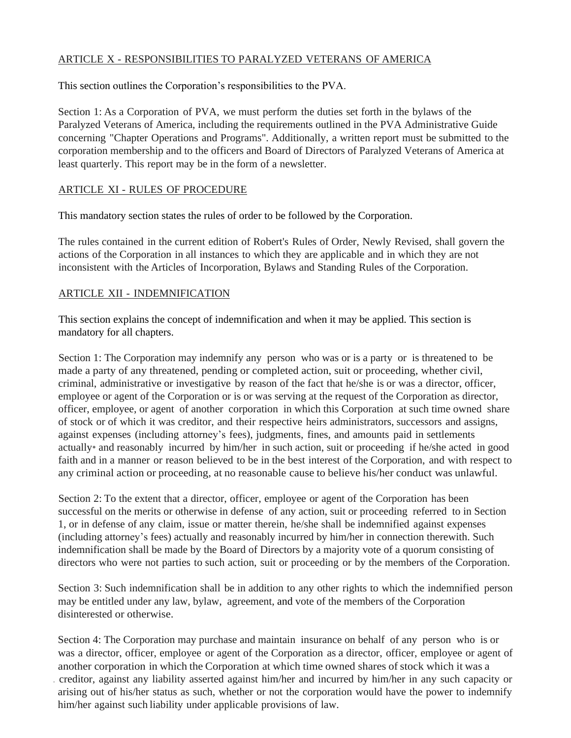## ARTICLE X - RESPONSIBILITIES TO PARALYZED VETERANS OF AMERICA

This section outlines the Corporation's responsibilities to the PVA.

Section 1: As a Corporation of PVA, we must perform the duties set forth in the bylaws of the Paralyzed Veterans of America, including the requirements outlined in the PVA Administrative Guide concerning "Chapter Operations and Programs". Additionally, a written report must be submitted to the corporation membership and to the officers and Board of Directors of Paralyzed Veterans of America at least quarterly. This report may be in the form of a newsletter.

## ARTICLE XI - RULES OF PROCEDURE

This mandatory section states the rules of order to be followed by the Corporation.

The rules contained in the current edition of Robert's Rules of Order, Newly Revised, shall govern the actions of the Corporation in all instances to which they are applicable and in which they are not inconsistent with the Articles of Incorporation, Bylaws and Standing Rules of the Corporation.

## ARTICLE XII - INDEMNIFICATION

This section explains the concept of indemnification and when it may be applied. This section is mandatory for all chapters.

Section 1: The Corporation may indemnify any person who was or is a party or is threatened to be made a party of any threatened, pending or completed action, suit or proceeding, whether civil, criminal, administrative or investigative by reason of the fact that he/she is or was a director, officer, employee or agent of the Corporation or is or was serving at the request of the Corporation as director, officer, employee, or agent of another corporation in which this Corporation at such time owned share of stock or of which it was creditor, and their respective heirs administrators, successors and assigns, against expenses (including attorney's fees), judgments, fines, and amounts paid in settlements actually and reasonably incurred by him/her in such action, suit or proceeding if he/she acted in good faith and in a manner or reason believed to be in the best interest of the Corporation, and with respect to any criminal action or proceeding, at no reasonable cause to believe his/her conduct was unlawful.

Section 2: To the extent that a director, officer, employee or agent of the Corporation has been successful on the merits or otherwise in defense of any action, suit or proceeding referred to in Section 1, or in defense of any claim, issue or matter therein, he/she shall be indemnified against expenses (including attorney's fees) actually and reasonably incurred by him/her in connection therewith. Such indemnification shall be made by the Board of Directors by a majority vote of a quorum consisting of directors who were not parties to such action, suit or proceeding or by the members of the Corporation.

Section 3: Such indemnification shall be in addition to any other rights to which the indemnified person may be entitled under any law, bylaw, agreement, and vote of the members of the Corporation disinterested or otherwise.

Section 4: The Corporation may purchase and maintain insurance on behalf of any person who is or was a director, officer, employee or agent of the Corporation as a director, officer, employee or agent of another corporation in which the Corporation at which time owned shares of stock which it was a creditor, against any liability asserted against him/her and incurred by him/her in any such capacity or arising out of his/her status as such, whether or not the corporation would have the power to indemnify him/her against such liability under applicable provisions of law.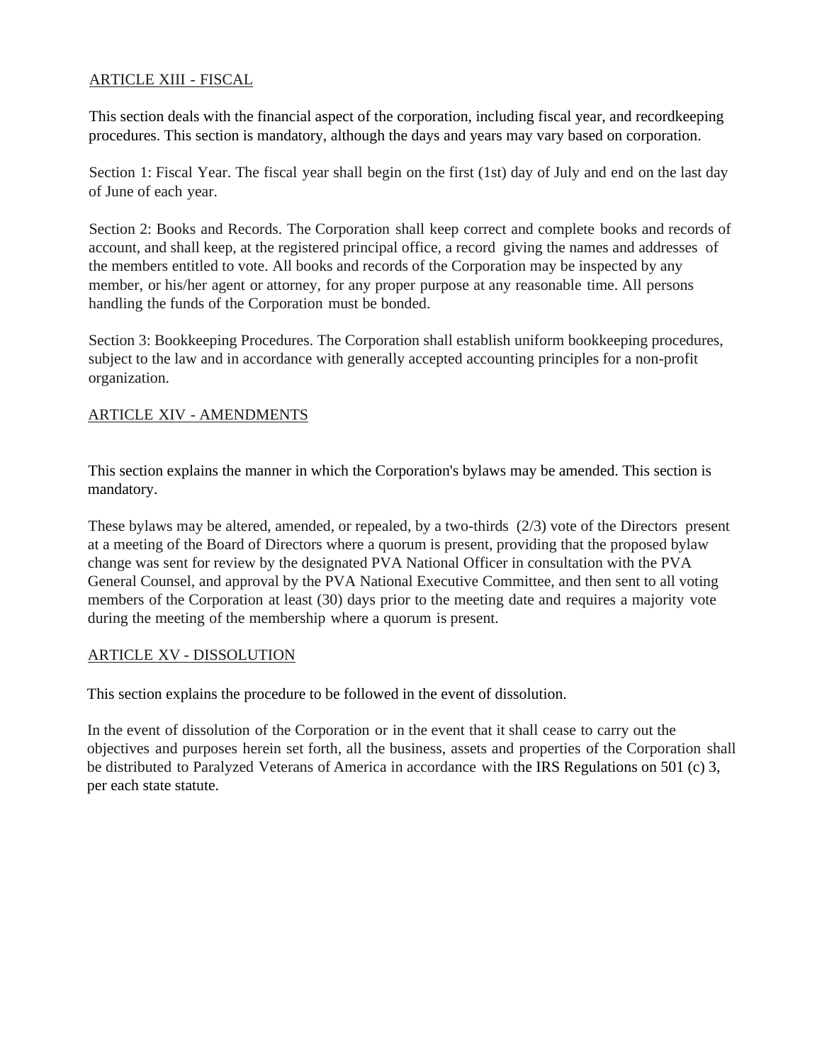ARTICLE XIII - FISCAL

This section deals with the financial aspect of the corporation, including fiscal year, and recordkeeping procedures. This section is mandatory, although the days and years may vary based on corporation.

Section 1: Fiscal Year. The fiscal year shall begin on the first (1st) day of July and end on the last day of June of each year.

Section 2: Books and Records. The Corporation shall keep correct and complete books and records of account, and shall keep, at the registered principal office, a record giving the names and addresses of the members entitled to vote. All books and records of the Corporation may be inspected by any member, or his/her agent or attorney, for any proper purpose at any reasonable time. All persons handling the funds of the Corporation must be bonded.

Section 3: Bookkeeping Procedures. The Corporation shall establish uniform bookkeeping procedures, subject to the law and in accordance with generally accepted accounting principles for a non-profit organization.

ARTICLE XIV - AMENDMENTS

This section explains the manner in which the Corporation's bylaws may be amended. This section is mandatory.

These bylaws may be altered, amended, or repealed, by a two-thirds (2/3) vote of the Directors present at a meeting of the Board of Directors where a quorum is present, providing that the proposed bylaw change was sent for review by the designated PVA National Officer in consultation with the PVA General Counsel, and approval by the PVA National Executive Committee, and then sent to all voting members of the Corporation at least (30) days prior to the meeting date and requires a majority vote during the meeting of the membership where a quorum is present.

ARTICLE XV - DISSOLUTION

This section explains the procedure to be followed in the event of dissolution.

In the event of dissolution of the Corporation or in the event that it shall cease to carry out the objectives and purposes herein set forth, all the business, assets and properties of the Corporation shall be distributed to Paralyzed Veterans of America in accordance with the IRS Regulations on 501 (c) 3, per each state statute.